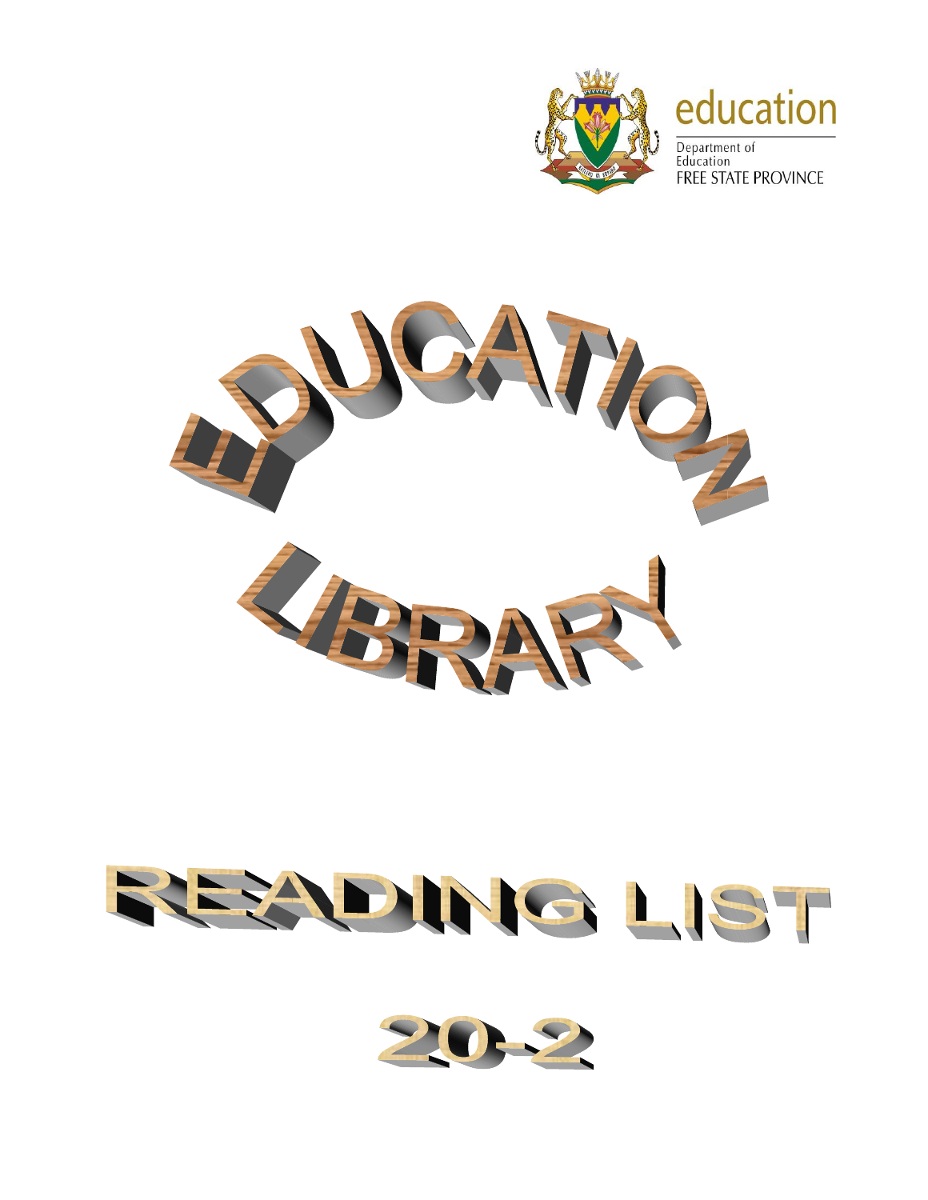education

Department of Education
FREE STATE PROVINCE

# EDUCATION LIBRARY

# READING LIST

# 20-2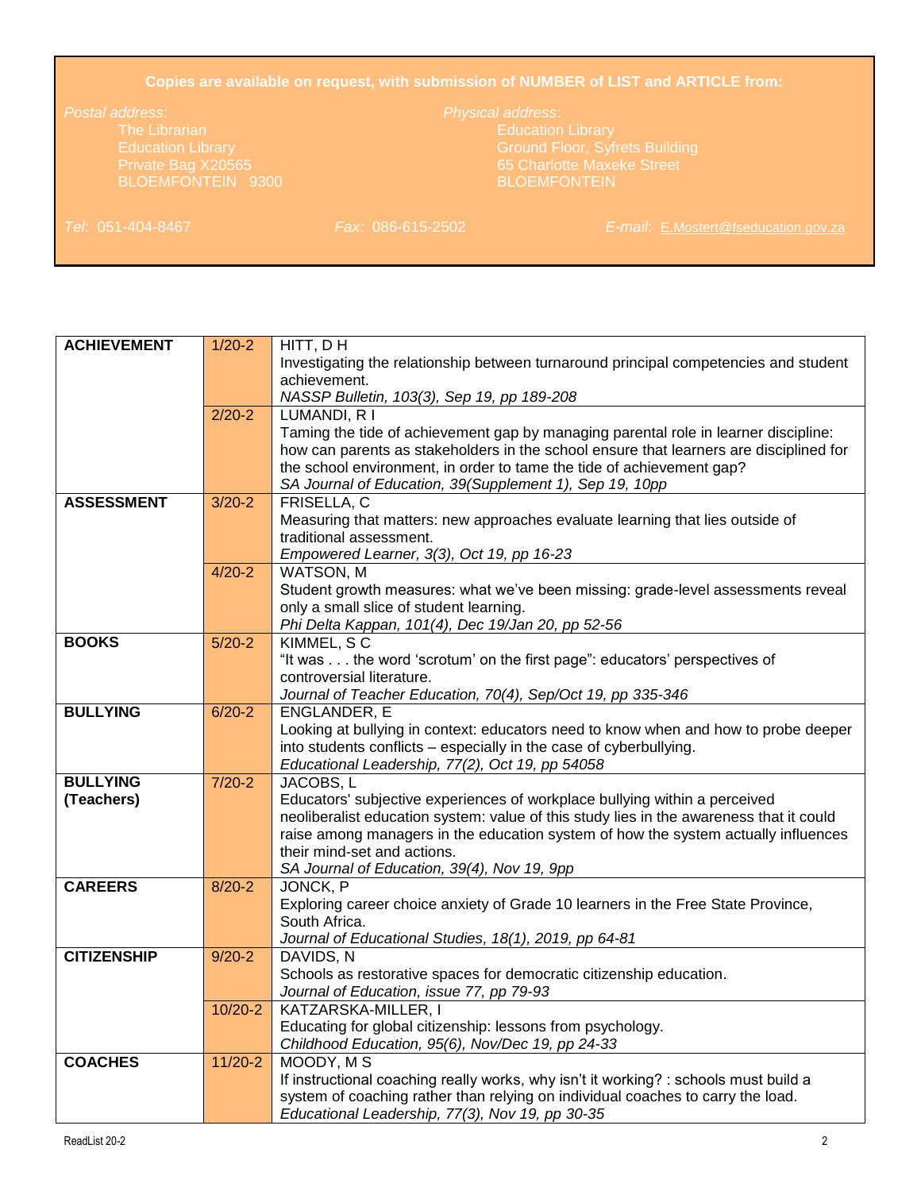**Copies are available on request, with submission of NUMBER of LIST and ARTICLE from:**

*Postal address*:
The Librarian
Education Library
Private Bag X20565
BLOEMFONTEIN 9300

*Physical address*:
Education Library
Ground Floor, Syfrets Building
65 Charlotte Maxeke Street
BLOEMFONTEIN

*Tel*: 051-404-8467 *Fax*: 086-615-2502 *E-mail*: E.Mostert@fseducation.gov.za

| | | |
|---|---|---|
| **ACHIEVEMENT** | 1/20-2 | HITT, D H<br>Investigating the relationship between turnaround principal competencies and student achievement.<br>*NASSP Bulletin, 103(3), Sep 19, pp 189-208* |
| | 2/20-2 | LUMANDI, R I<br>Taming the tide of achievement gap by managing parental role in learner discipline: how can parents as stakeholders in the school ensure that learners are disciplined for the school environment, in order to tame the tide of achievement gap?<br>*SA Journal of Education, 39(Supplement 1), Sep 19, 10pp* |
| **ASSESSMENT** | 3/20-2 | FRISELLA, C<br>Measuring that matters: new approaches evaluate learning that lies outside of traditional assessment.<br>*Empowered Learner, 3(3), Oct 19, pp 16-23* |
| | 4/20-2 | WATSON, M<br>Student growth measures: what we've been missing: grade-level assessments reveal only a small slice of student learning.<br>*Phi Delta Kappan, 101(4), Dec 19/Jan 20, pp 52-56* |
| **BOOKS** | 5/20-2 | KIMMEL, S C<br>"It was . . . the word 'scrotum' on the first page": educators' perspectives of controversial literature.<br>*Journal of Teacher Education, 70(4), Sep/Oct 19, pp 335-346* |
| **BULLYING** | 6/20-2 | ENGLANDER, E<br>Looking at bullying in context: educators need to know when and how to probe deeper into students conflicts – especially in the case of cyberbullying.<br>*Educational Leadership, 77(2), Oct 19, pp 54058* |
| **BULLYING (Teachers)** | 7/20-2 | JACOBS, L<br>Educators' subjective experiences of workplace bullying within a perceived neoliberalist education system: value of this study lies in the awareness that it could raise among managers in the education system of how the system actually influences their mind-set and actions.<br>*SA Journal of Education, 39(4), Nov 19, 9pp* |
| **CAREERS** | 8/20-2 | JONCK, P<br>Exploring career choice anxiety of Grade 10 learners in the Free State Province, South Africa.<br>*Journal of Educational Studies, 18(1), 2019, pp 64-81* |
| **CITIZENSHIP** | 9/20-2 | DAVIDS, N<br>Schools as restorative spaces for democratic citizenship education.<br>*Journal of Education, issue 77, pp 79-93* |
| | 10/20-2 | KATZARSKA-MILLER, I<br>Educating for global citizenship: lessons from psychology.<br>*Childhood Education, 95(6), Nov/Dec 19, pp 24-33* |
| **COACHES** | 11/20-2 | MOODY, M S<br>If instructional coaching really works, why isn't it working? : schools must build a system of coaching rather than relying on individual coaches to carry the load.<br>*Educational Leadership, 77(3), Nov 19, pp 30-35* |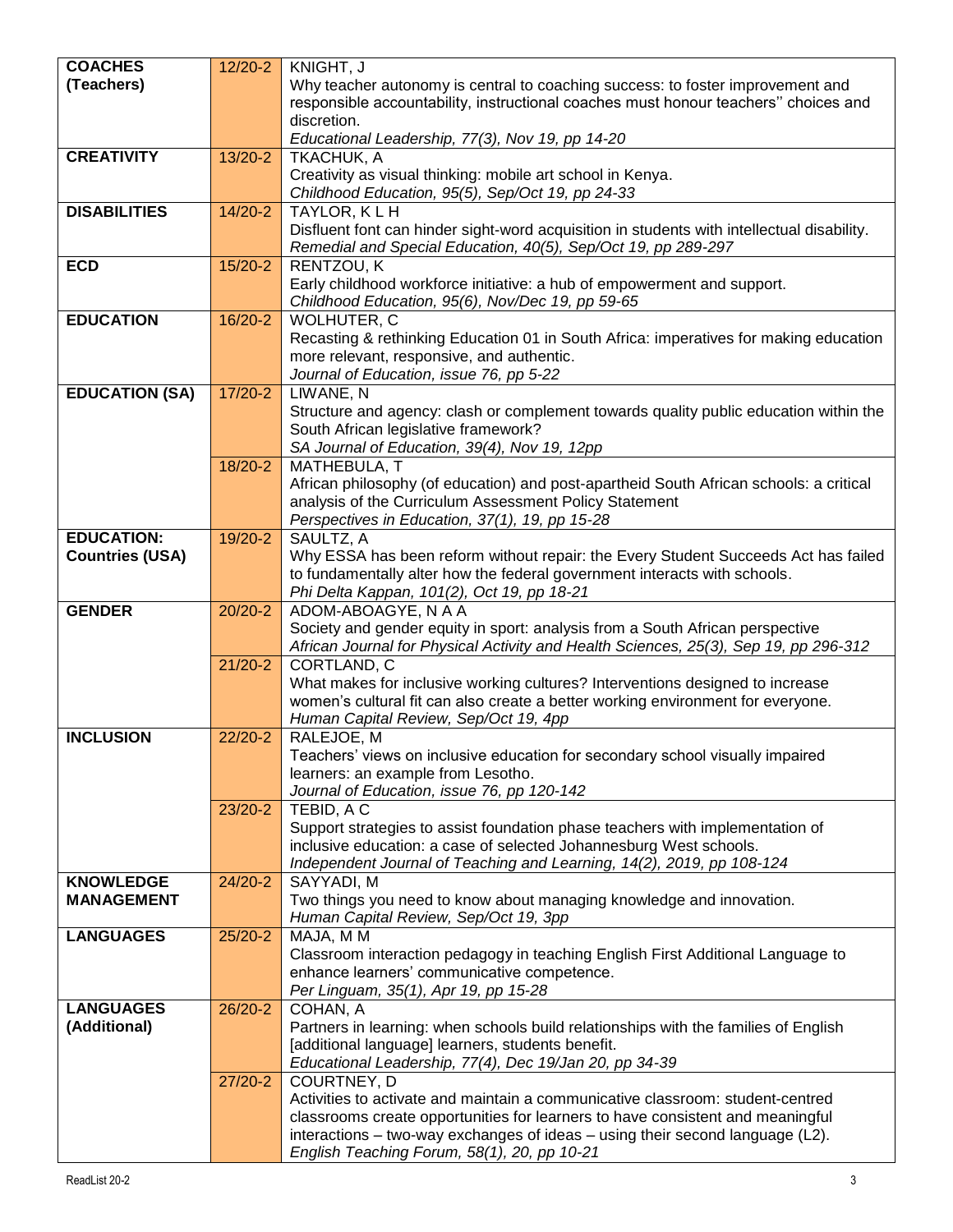| | | |
|---|---|---|
| **COACHES (Teachers)** | 12/20-2 | KNIGHT, J<br>Why teacher autonomy is central to coaching success: to foster improvement and responsible accountability, instructional coaches must honour teachers'' choices and discretion.<br>*Educational Leadership, 77(3), Nov 19, pp 14-20* |
| **CREATIVITY** | 13/20-2 | TKACHUK, A<br>Creativity as visual thinking: mobile art school in Kenya.<br>*Childhood Education, 95(5), Sep/Oct 19, pp 24-33* |
| **DISABILITIES** | 14/20-2 | TAYLOR, K L H<br>Disfluent font can hinder sight-word acquisition in students with intellectual disability.<br>*Remedial and Special Education, 40(5), Sep/Oct 19, pp 289-297* |
| **ECD** | 15/20-2 | RENTZOU, K<br>Early childhood workforce initiative: a hub of empowerment and support.<br>*Childhood Education, 95(6), Nov/Dec 19, pp 59-65* |
| **EDUCATION** | 16/20-2 | WOLHUTER, C<br>Recasting & rethinking Education 01 in South Africa: imperatives for making education more relevant, responsive, and authentic.<br>*Journal of Education, issue 76, pp 5-22* |
| **EDUCATION (SA)** | 17/20-2 | LIWANE, N<br>Structure and agency: clash or complement towards quality public education within the South African legislative framework?<br>*SA Journal of Education, 39(4), Nov 19, 12pp* |
| | 18/20-2 | MATHEBULA, T<br>African philosophy (of education) and post-apartheid South African schools: a critical analysis of the Curriculum Assessment Policy Statement<br>*Perspectives in Education, 37(1), 19, pp 15-28* |
| **EDUCATION: Countries (USA)** | 19/20-2 | SAULTZ, A<br>Why ESSA has been reform without repair: the Every Student Succeeds Act has failed to fundamentally alter how the federal government interacts with schools.<br>*Phi Delta Kappan, 101(2), Oct 19, pp 18-21* |
| **GENDER** | 20/20-2 | ADOM-ABOAGYE, N A A<br>Society and gender equity in sport: analysis from a South African perspective<br>*African Journal for Physical Activity and Health Sciences, 25(3), Sep 19, pp 296-312* |
| | 21/20-2 | CORTLAND, C<br>What makes for inclusive working cultures? Interventions designed to increase women's cultural fit can also create a better working environment for everyone.<br>*Human Capital Review, Sep/Oct 19, 4pp* |
| **INCLUSION** | 22/20-2 | RALEJOE, M<br>Teachers' views on inclusive education for secondary school visually impaired learners: an example from Lesotho.<br>*Journal of Education, issue 76, pp 120-142* |
| | 23/20-2 | TEBID, A C<br>Support strategies to assist foundation phase teachers with implementation of inclusive education: a case of selected Johannesburg West schools.<br>*Independent Journal of Teaching and Learning, 14(2), 2019, pp 108-124* |
| **KNOWLEDGE MANAGEMENT** | 24/20-2 | SAYYADI, M<br>Two things you need to know about managing knowledge and innovation.<br>*Human Capital Review, Sep/Oct 19, 3pp* |
| **LANGUAGES** | 25/20-2 | MAJA, M M<br>Classroom interaction pedagogy in teaching English First Additional Language to enhance learners' communicative competence.<br>*Per Linguam, 35(1), Apr 19, pp 15-28* |
| **LANGUAGES (Additional)** | 26/20-2 | COHAN, A<br>Partners in learning: when schools build relationships with the families of English [additional language] learners, students benefit.<br>*Educational Leadership, 77(4), Dec 19/Jan 20, pp 34-39* |
| | 27/20-2 | COURTNEY, D<br>Activities to activate and maintain a communicative classroom: student-centred classrooms create opportunities for learners to have consistent and meaningful interactions – two-way exchanges of ideas – using their second language (L2).<br>*English Teaching Forum, 58(1), 20, pp 10-21* |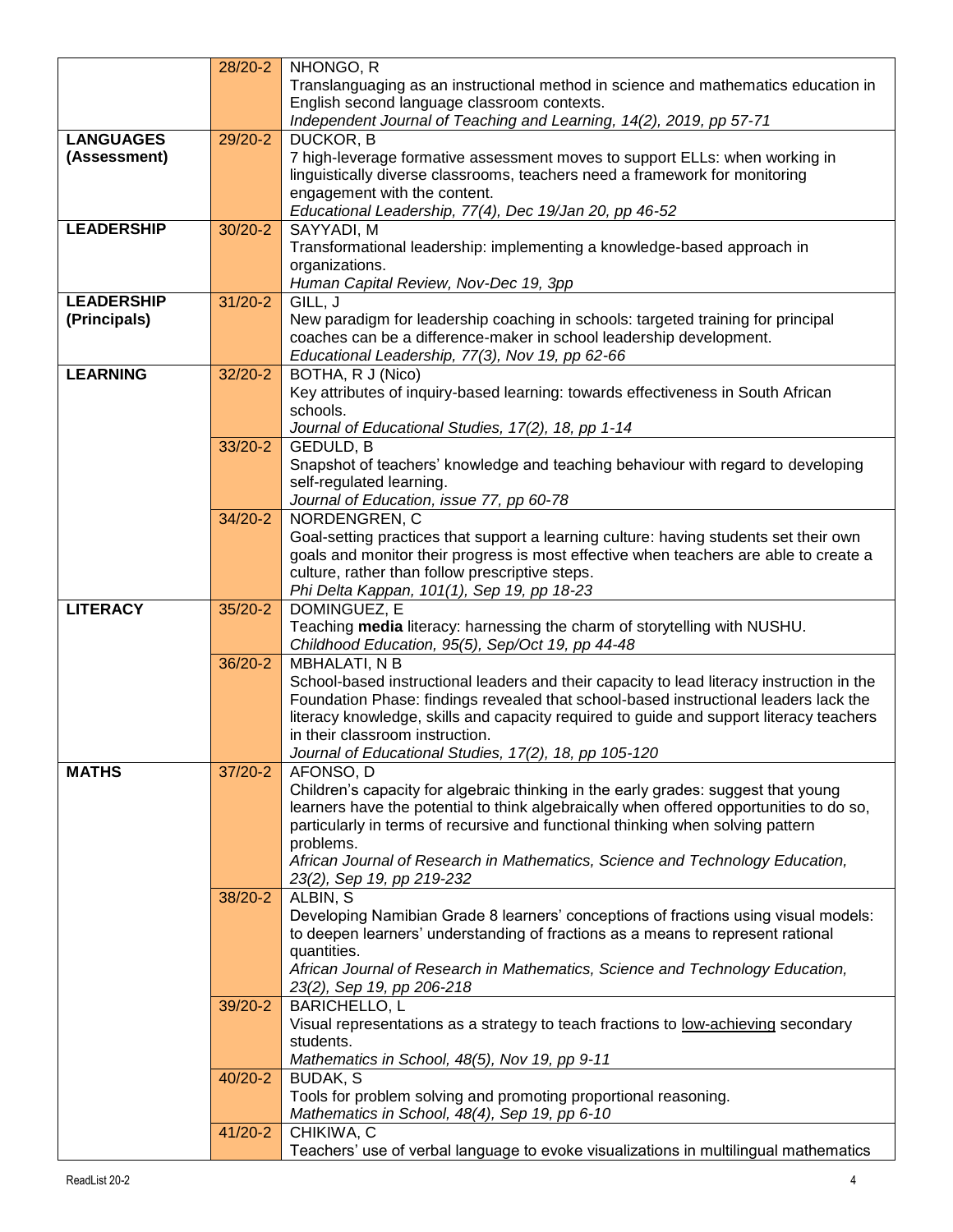| | | |
|---|---|---|
| | 28/20-2 | NHONGO, R<br>Translanguaging as an instructional method in science and mathematics education in English second language classroom contexts.<br>*Independent Journal of Teaching and Learning, 14(2), 2019, pp 57-71* |
| **LANGUAGES (Assessment)** | 29/20-2 | DUCKOR, B<br>7 high-leverage formative assessment moves to support ELLs: when working in linguistically diverse classrooms, teachers need a framework for monitoring engagement with the content.<br>*Educational Leadership, 77(4), Dec 19/Jan 20, pp 46-52* |
| **LEADERSHIP** | 30/20-2 | SAYYADI, M<br>Transformational leadership: implementing a knowledge-based approach in organizations.<br>*Human Capital Review, Nov-Dec 19, 3pp* |
| **LEADERSHIP (Principals)** | 31/20-2 | GILL, J<br>New paradigm for leadership coaching in schools: targeted training for principal coaches can be a difference-maker in school leadership development.<br>*Educational Leadership, 77(3), Nov 19, pp 62-66* |
| **LEARNING** | 32/20-2 | BOTHA, R J (Nico)<br>Key attributes of inquiry-based learning: towards effectiveness in South African schools.<br>*Journal of Educational Studies, 17(2), 18, pp 1-14* |
| | 33/20-2 | GEDULD, B<br>Snapshot of teachers' knowledge and teaching behaviour with regard to developing self-regulated learning.<br>*Journal of Education, issue 77, pp 60-78* |
| | 34/20-2 | NORDENGREN, C<br>Goal-setting practices that support a learning culture: having students set their own goals and monitor their progress is most effective when teachers are able to create a culture, rather than follow prescriptive steps.<br>*Phi Delta Kappan, 101(1), Sep 19, pp 18-23* |
| **LITERACY** | 35/20-2 | DOMINGUEZ, E<br>Teaching **media** literacy: harnessing the charm of storytelling with NUSHU.<br>*Childhood Education, 95(5), Sep/Oct 19, pp 44-48* |
| | 36/20-2 | MBHALATI, N B<br>School-based instructional leaders and their capacity to lead literacy instruction in the Foundation Phase: findings revealed that school-based instructional leaders lack the literacy knowledge, skills and capacity required to guide and support literacy teachers in their classroom instruction.<br>*Journal of Educational Studies, 17(2), 18, pp 105-120* |
| **MATHS** | 37/20-2 | AFONSO, D<br>Children's capacity for algebraic thinking in the early grades: suggest that young learners have the potential to think algebraically when offered opportunities to do so, particularly in terms of recursive and functional thinking when solving pattern problems.<br>*African Journal of Research in Mathematics, Science and Technology Education, 23(2), Sep 19, pp 219-232* |
| | 38/20-2 | ALBIN, S<br>Developing Namibian Grade 8 learners' conceptions of fractions using visual models: to deepen learners' understanding of fractions as a means to represent rational quantities.<br>*African Journal of Research in Mathematics, Science and Technology Education, 23(2), Sep 19, pp 206-218* |
| | 39/20-2 | BARICHELLO, L<br>Visual representations as a strategy to teach fractions to <u>low-achieving</u> secondary students.<br>*Mathematics in School, 48(5), Nov 19, pp 9-11* |
| | 40/20-2 | BUDAK, S<br>Tools for problem solving and promoting proportional reasoning.<br>*Mathematics in School, 48(4), Sep 19, pp 6-10* |
| | 41/20-2 | CHIKIWA, C<br>Teachers' use of verbal language to evoke visualizations in multilingual mathematics |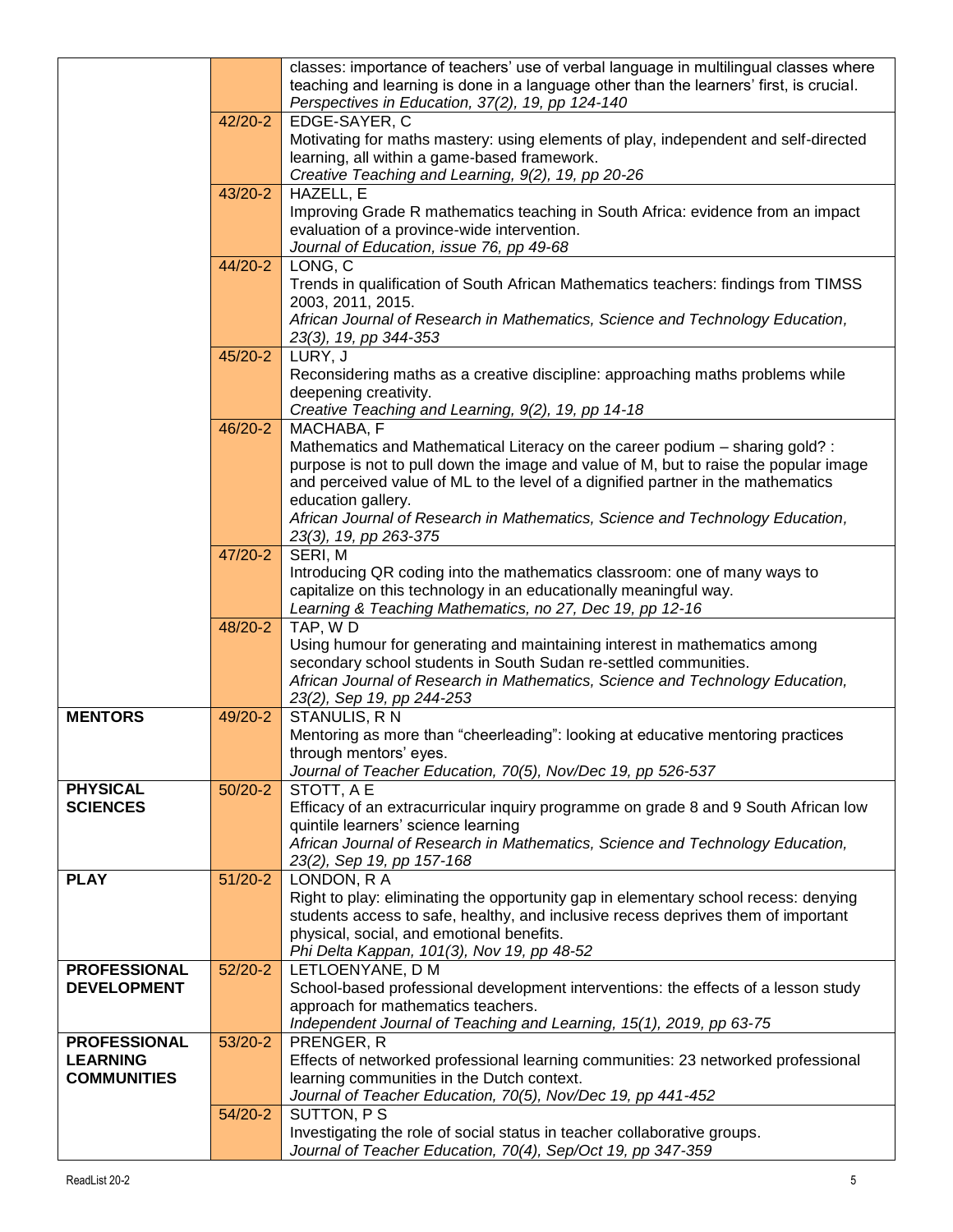| | | |
|---|---|---|
| | | classes: importance of teachers' use of verbal language in multilingual classes where teaching and learning is done in a language other than the learners' first, is crucial.<br>*Perspectives in Education, 37(2), 19, pp 124-140* |
| | 42/20-2 | EDGE-SAYER, C<br>Motivating for maths mastery: using elements of play, independent and self-directed learning, all within a game-based framework.<br>*Creative Teaching and Learning, 9(2), 19, pp 20-26* |
| | 43/20-2 | HAZELL, E<br>Improving Grade R mathematics teaching in South Africa: evidence from an impact evaluation of a province-wide intervention.<br>*Journal of Education, issue 76, pp 49-68* |
| | 44/20-2 | LONG, C<br>Trends in qualification of South African Mathematics teachers: findings from TIMSS 2003, 2011, 2015.<br>*African Journal of Research in Mathematics, Science and Technology Education, 23(3), 19, pp 344-353* |
| | 45/20-2 | LURY, J<br>Reconsidering maths as a creative discipline: approaching maths problems while deepening creativity.<br>*Creative Teaching and Learning, 9(2), 19, pp 14-18* |
| | 46/20-2 | MACHABA, F<br>Mathematics and Mathematical Literacy on the career podium – sharing gold? : purpose is not to pull down the image and value of M, but to raise the popular image and perceived value of ML to the level of a dignified partner in the mathematics education gallery.<br>*African Journal of Research in Mathematics, Science and Technology Education, 23(3), 19, pp 263-375* |
| | 47/20-2 | SERI, M<br>Introducing QR coding into the mathematics classroom: one of many ways to capitalize on this technology in an educationally meaningful way.<br>*Learning & Teaching Mathematics, no 27, Dec 19, pp 12-16* |
| | 48/20-2 | TAP, W D<br>Using humour for generating and maintaining interest in mathematics among secondary school students in South Sudan re-settled communities.<br>*African Journal of Research in Mathematics, Science and Technology Education, 23(2), Sep 19, pp 244-253* |
| **MENTORS** | 49/20-2 | STANULIS, R N<br>Mentoring as more than "cheerleading": looking at educative mentoring practices through mentors' eyes.<br>*Journal of Teacher Education, 70(5), Nov/Dec 19, pp 526-537* |
| **PHYSICAL SCIENCES** | 50/20-2 | STOTT, A E<br>Efficacy of an extracurricular inquiry programme on grade 8 and 9 South African low quintile learners' science learning<br>*African Journal of Research in Mathematics, Science and Technology Education, 23(2), Sep 19, pp 157-168* |
| **PLAY** | 51/20-2 | LONDON, R A<br>Right to play: eliminating the opportunity gap in elementary school recess: denying students access to safe, healthy, and inclusive recess deprives them of important physical, social, and emotional benefits.<br>*Phi Delta Kappan, 101(3), Nov 19, pp 48-52* |
| **PROFESSIONAL DEVELOPMENT** | 52/20-2 | LETLOENYANE, D M<br>School-based professional development interventions: the effects of a lesson study approach for mathematics teachers.<br>*Independent Journal of Teaching and Learning, 15(1), 2019, pp 63-75* |
| **PROFESSIONAL LEARNING COMMUNITIES** | 53/20-2 | PRENGER, R<br>Effects of networked professional learning communities: 23 networked professional learning communities in the Dutch context.<br>*Journal of Teacher Education, 70(5), Nov/Dec 19, pp 441-452* |
| | 54/20-2 | SUTTON, P S<br>Investigating the role of social status in teacher collaborative groups.<br>*Journal of Teacher Education, 70(4), Sep/Oct 19, pp 347-359* |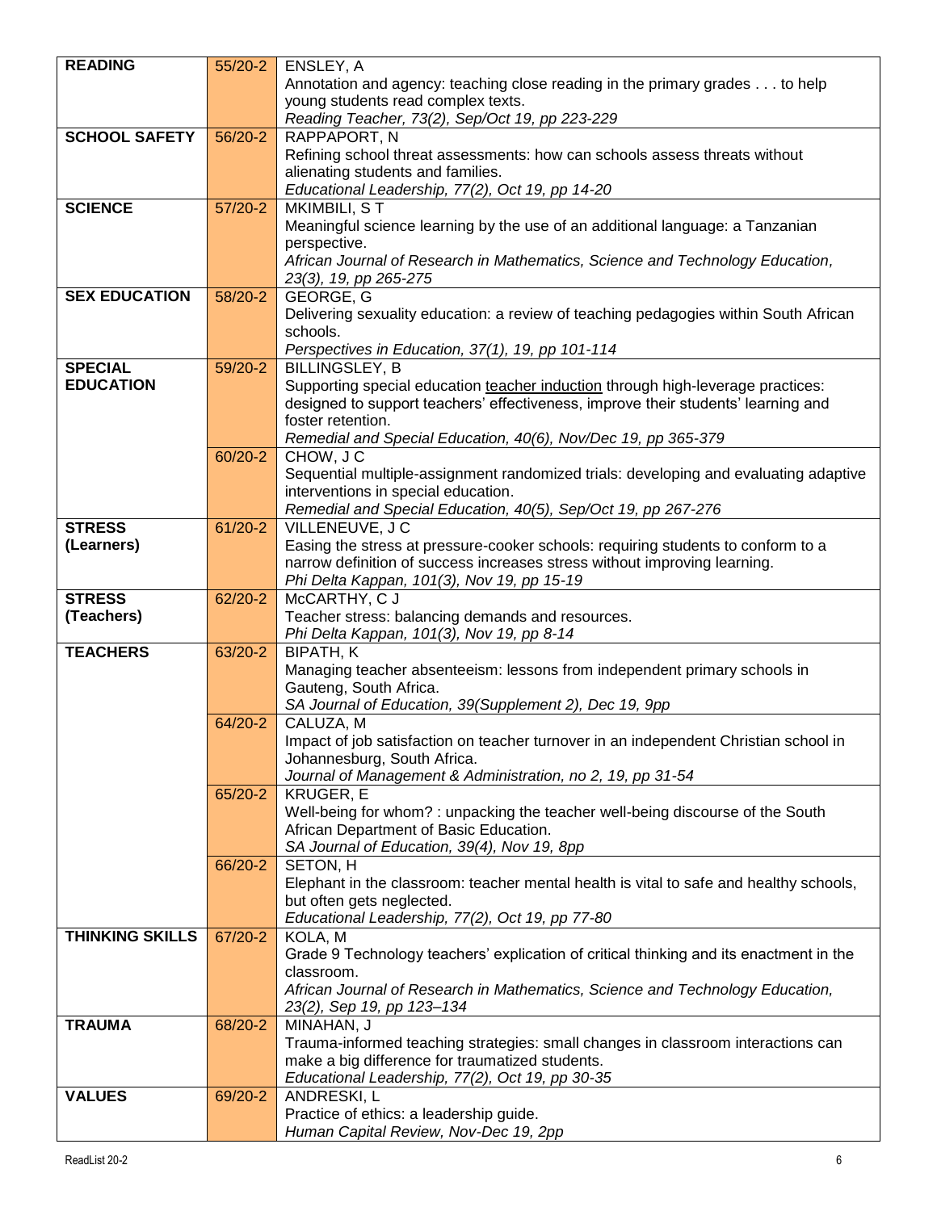| | | |
|---|---|---|
| **READING** | 55/20-2 | ENSLEY, A<br>Annotation and agency: teaching close reading in the primary grades . . . to help young students read complex texts.<br>*Reading Teacher, 73(2), Sep/Oct 19, pp 223-229* |
| **SCHOOL SAFETY** | 56/20-2 | RAPPAPORT, N<br>Refining school threat assessments: how can schools assess threats without alienating students and families.<br>*Educational Leadership, 77(2), Oct 19, pp 14-20* |
| **SCIENCE** | 57/20-2 | MKIMBILI, S T<br>Meaningful science learning by the use of an additional language: a Tanzanian perspective.<br>*African Journal of Research in Mathematics, Science and Technology Education, 23(3), 19, pp 265-275* |
| **SEX EDUCATION** | 58/20-2 | GEORGE, G<br>Delivering sexuality education: a review of teaching pedagogies within South African schools.<br>*Perspectives in Education, 37(1), 19, pp 101-114* |
| **SPECIAL EDUCATION** | 59/20-2 | BILLINGSLEY, B<br>Supporting special education teacher induction through high-leverage practices: designed to support teachers' effectiveness, improve their students' learning and foster retention.<br>*Remedial and Special Education, 40(6), Nov/Dec 19, pp 365-379* |
| | 60/20-2 | CHOW, J C<br>Sequential multiple-assignment randomized trials: developing and evaluating adaptive interventions in special education.<br>*Remedial and Special Education, 40(5), Sep/Oct 19, pp 267-276* |
| **STRESS (Learners)** | 61/20-2 | VILLENEUVE, J C<br>Easing the stress at pressure-cooker schools: requiring students to conform to a narrow definition of success increases stress without improving learning.<br>*Phi Delta Kappan, 101(3), Nov 19, pp 15-19* |
| **STRESS (Teachers)** | 62/20-2 | McCARTHY, C J<br>Teacher stress: balancing demands and resources.<br>*Phi Delta Kappan, 101(3), Nov 19, pp 8-14* |
| **TEACHERS** | 63/20-2 | BIPATH, K<br>Managing teacher absenteeism: lessons from independent primary schools in Gauteng, South Africa.<br>*SA Journal of Education, 39(Supplement 2), Dec 19, 9pp* |
| | 64/20-2 | CALUZA, M<br>Impact of job satisfaction on teacher turnover in an independent Christian school in Johannesburg, South Africa.<br>*Journal of Management & Administration, no 2, 19, pp 31-54* |
| | 65/20-2 | KRUGER, E<br>Well-being for whom? : unpacking the teacher well-being discourse of the South African Department of Basic Education.<br>*SA Journal of Education, 39(4), Nov 19, 8pp* |
| | 66/20-2 | SETON, H<br>Elephant in the classroom: teacher mental health is vital to safe and healthy schools, but often gets neglected.<br>*Educational Leadership, 77(2), Oct 19, pp 77-80* |
| **THINKING SKILLS** | 67/20-2 | KOLA, M<br>Grade 9 Technology teachers' explication of critical thinking and its enactment in the classroom.<br>*African Journal of Research in Mathematics, Science and Technology Education, 23(2), Sep 19, pp 123–134* |
| **TRAUMA** | 68/20-2 | MINAHAN, J<br>Trauma-informed teaching strategies: small changes in classroom interactions can make a big difference for traumatized students.<br>*Educational Leadership, 77(2), Oct 19, pp 30-35* |
| **VALUES** | 69/20-2 | ANDRESKI, L<br>Practice of ethics: a leadership guide.<br>*Human Capital Review, Nov-Dec 19, 2pp* |